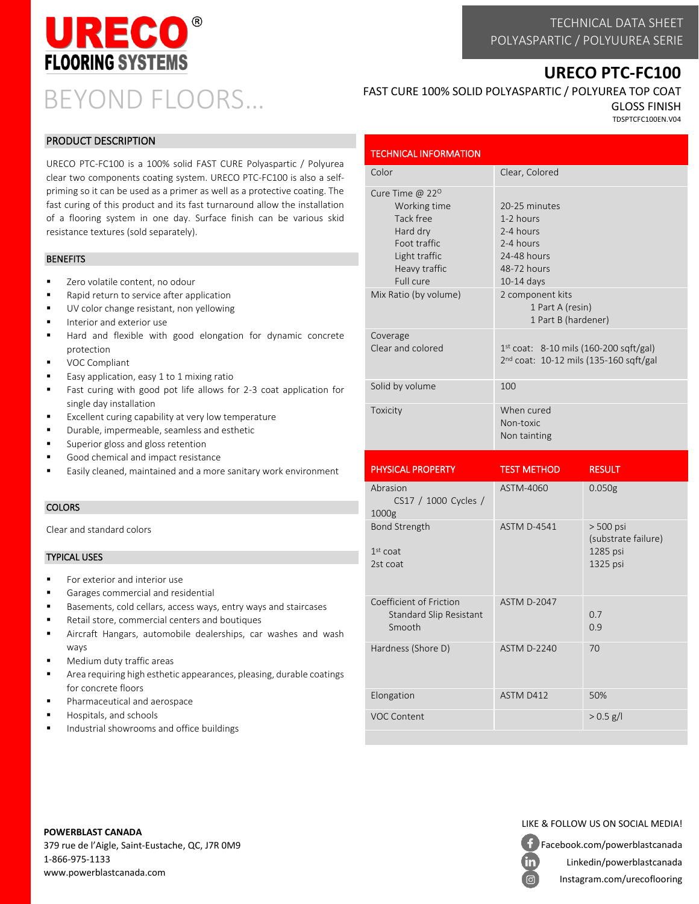# URECO® FLOORING SYSTEMS

BEYOND FLOORS...

TECHNICAL DATA SHEET
POLYASPARTIC / POLYUUREA SERIE

## URECO PTC-FC100

FAST CURE 100% SOLID POLYASPARTIC / POLYUREA TOP COAT
GLOSS FINISH

TDSPTCFC100EN.V04

## PRODUCT DESCRIPTION

URECO PTC-FC100 is a 100% solid FAST CURE Polyaspartic / Polyurea clear two components coating system. URECO PTC-FC100 is also a self-priming so it can be used as a primer as well as a protective coating. The fast curing of this product and its fast turnaround allow the installation of a flooring system in one day. Surface finish can be various skid resistance textures (sold separately).

## BENEFITS

- Zero volatile content, no odour
- Rapid return to service after application
- UV color change resistant, non yellowing
- Interior and exterior use
- Hard and flexible with good elongation for dynamic concrete protection
- VOC Compliant
- Easy application, easy 1 to 1 mixing ratio
- Fast curing with good pot life allows for 2-3 coat application for single day installation
- Excellent curing capability at very low temperature
- Durable, impermeable, seamless and esthetic
- Superior gloss and gloss retention
- Good chemical and impact resistance
- Easily cleaned, maintained and a more sanitary work environment

## COLORS

Clear and standard colors

## TYPICAL USES

- For exterior and interior use
- Garages commercial and residential
- Basements, cold cellars, access ways, entry ways and staircases
- Retail store, commercial centers and boutiques
- Aircraft Hangars, automobile dealerships, car washes and wash ways
- Medium duty traffic areas
- Area requiring high esthetic appearances, pleasing, durable coatings for concrete floors
- Pharmaceutical and aerospace
- Hospitals, and schools
- Industrial showrooms and office buildings

## TECHNICAL INFORMATION

| TECHNICAL INFORMATION | |
|---|---|
| Color | Clear, Colored |
| Cure Time @ 22° | |
| Working time | 20-25 minutes |
| Tack free | 1-2 hours |
| Hard dry | 2-4 hours |
| Foot traffic | 2-4 hours |
| Light traffic | 24-48 hours |
| Heavy traffic | 48-72 hours |
| Full cure | 10-14 days |
| Mix Ratio (by volume) | 2 component kits<br>1 Part A (resin)<br>1 Part B (hardener) |
| Coverage<br>Clear and colored | 1st coat: 8-10 mils (160-200 sqft/gal)<br>2nd coat: 10-12 mils (135-160 sqft/gal |
| Solid by volume | 100 |
| Toxicity | When cured<br>Non-toxic<br>Non tainting |

| PHYSICAL PROPERTY | TEST METHOD | RESULT |
|---|---|---|
| Abrasion<br>CS17 / 1000 Cycles / 1000g | ASTM-4060 | 0.050g |
| Bond Strength | ASTM D-4541 | > 500 psi (substrate failure) |
| 1st coat | | 1285 psi |
| 2st coat | | 1325 psi |
| Coefficient of Friction | ASTM D-2047 | |
| Standard Slip Resistant | | 0.7 |
| Smooth | | 0.9 |
| Hardness (Shore D) | ASTM D-2240 | 70 |
| Elongation | ASTM D412 | 50% |
| VOC Content | | > 0.5 g/l |

**POWERBLAST CANADA**
379 rue de l'Aigle, Saint-Eustache, QC, J7R 0M9
1-866-975-1133
www.powerblastcanada.com

LIKE & FOLLOW US ON SOCIAL MEDIA!
Facebook.com/powerblastcanada
Linkedin/powerblastcanada
Instagram.com/urecoflooring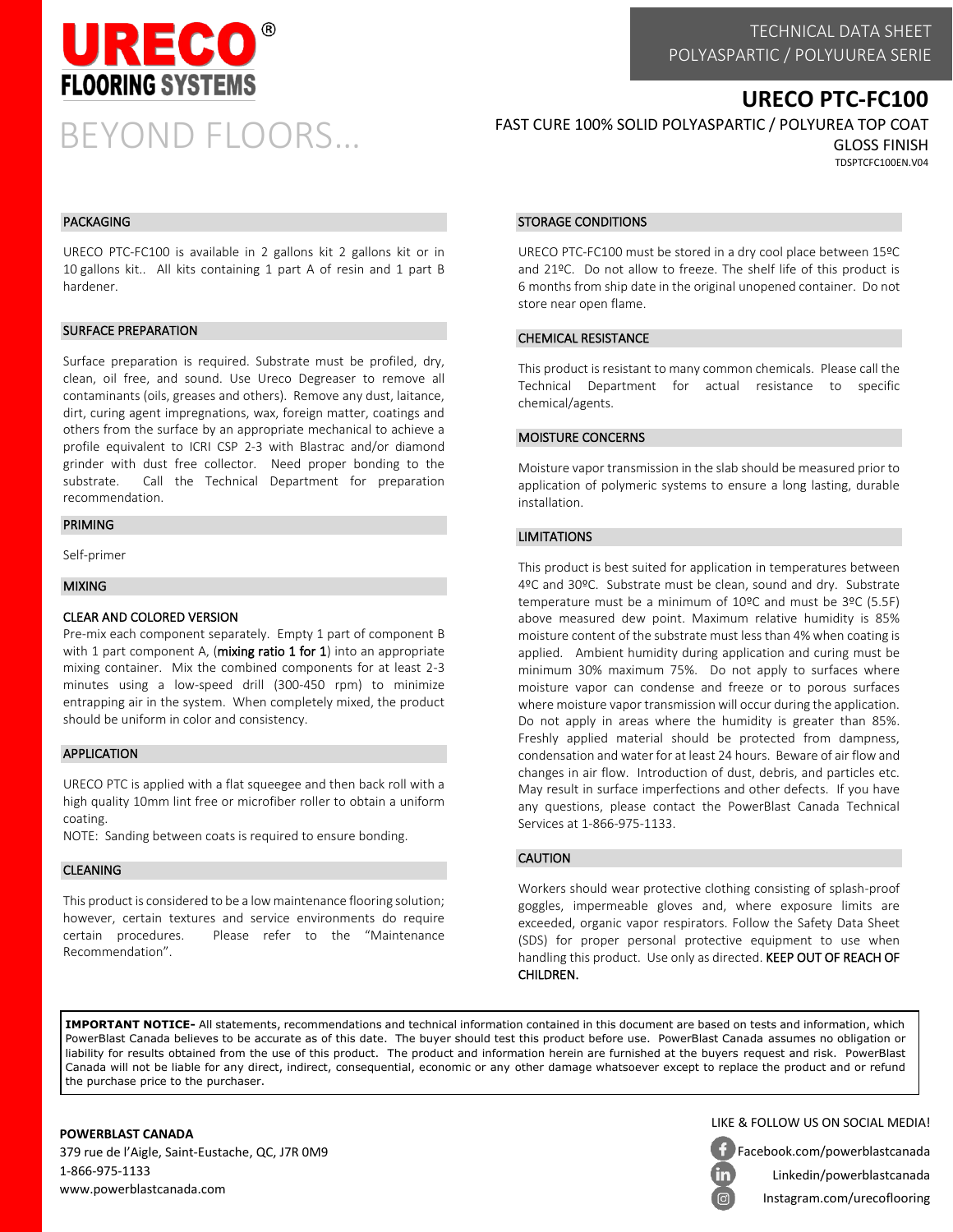URECO® FLOORING SYSTEMS

BEYOND FLOORS…

TECHNICAL DATA SHEET
POLYASPARTIC / POLYUUREA SERIE

# URECO PTC-FC100

FAST CURE 100% SOLID POLYASPARTIC / POLYUREA TOP COAT
GLOSS FINISH

TDSPTCFC100EN.V04

## PACKAGING

URECO PTC-FC100 is available in 2 gallons kit 2 gallons kit or in 10 gallons kit.. All kits containing 1 part A of resin and 1 part B hardener.

## SURFACE PREPARATION

Surface preparation is required. Substrate must be profiled, dry, clean, oil free, and sound. Use Ureco Degreaser to remove all contaminants (oils, greases and others). Remove any dust, laitance, dirt, curing agent impregnations, wax, foreign matter, coatings and others from the surface by an appropriate mechanical to achieve a profile equivalent to ICRI CSP 2-3 with Blastrac and/or diamond grinder with dust free collector. Need proper bonding to the substrate. Call the Technical Department for preparation recommendation.

## PRIMING

Self-primer

## MIXING

### CLEAR AND COLORED VERSION

Pre-mix each component separately. Empty 1 part of component B with 1 part component A, (mixing ratio 1 for 1) into an appropriate mixing container. Mix the combined components for at least 2-3 minutes using a low-speed drill (300-450 rpm) to minimize entrapping air in the system. When completely mixed, the product should be uniform in color and consistency.

## APPLICATION

URECO PTC is applied with a flat squeegee and then back roll with a high quality 10mm lint free or microfiber roller to obtain a uniform coating.

NOTE: Sanding between coats is required to ensure bonding.

## CLEANING

This product is considered to be a low maintenance flooring solution; however, certain textures and service environments do require certain procedures. Please refer to the "Maintenance Recommendation".

## STORAGE CONDITIONS

URECO PTC-FC100 must be stored in a dry cool place between 15ºC and 21ºC. Do not allow to freeze. The shelf life of this product is 6 months from ship date in the original unopened container. Do not store near open flame.

## CHEMICAL RESISTANCE

This product is resistant to many common chemicals. Please call the Technical Department for actual resistance to specific chemical/agents.

## MOISTURE CONCERNS

Moisture vapor transmission in the slab should be measured prior to application of polymeric systems to ensure a long lasting, durable installation.

## LIMITATIONS

This product is best suited for application in temperatures between 4ºC and 30ºC. Substrate must be clean, sound and dry. Substrate temperature must be a minimum of 10ºC and must be 3ºC (5.5F) above measured dew point. Maximum relative humidity is 85% moisture content of the substrate must less than 4% when coating is applied. Ambient humidity during application and curing must be minimum 30% maximum 75%. Do not apply to surfaces where moisture vapor can condense and freeze or to porous surfaces where moisture vapor transmission will occur during the application. Do not apply in areas where the humidity is greater than 85%. Freshly applied material should be protected from dampness, condensation and water for at least 24 hours. Beware of air flow and changes in air flow. Introduction of dust, debris, and particles etc. May result in surface imperfections and other defects. If you have any questions, please contact the PowerBlast Canada Technical Services at 1-866-975-1133.

## CAUTION

Workers should wear protective clothing consisting of splash-proof goggles, impermeable gloves and, where exposure limits are exceeded, organic vapor respirators. Follow the Safety Data Sheet (SDS) for proper personal protective equipment to use when handling this product. Use only as directed. KEEP OUT OF REACH OF CHILDREN.

**IMPORTANT NOTICE-** All statements, recommendations and technical information contained in this document are based on tests and information, which PowerBlast Canada believes to be accurate as of this date. The buyer should test this product before use. PowerBlast Canada assumes no obligation or liability for results obtained from the use of this product. The product and information herein are furnished at the buyers request and risk. PowerBlast Canada will not be liable for any direct, indirect, consequential, economic or any other damage whatsoever except to replace the product and or refund the purchase price to the purchaser.

**POWERBLAST CANADA**
379 rue de l'Aigle, Saint-Eustache, QC, J7R 0M9
1-866-975-1133
www.powerblastcanada.com

LIKE & FOLLOW US ON SOCIAL MEDIA!
Facebook.com/powerblastcanada
Linkedin/powerblastcanada
Instagram.com/urecoflooring